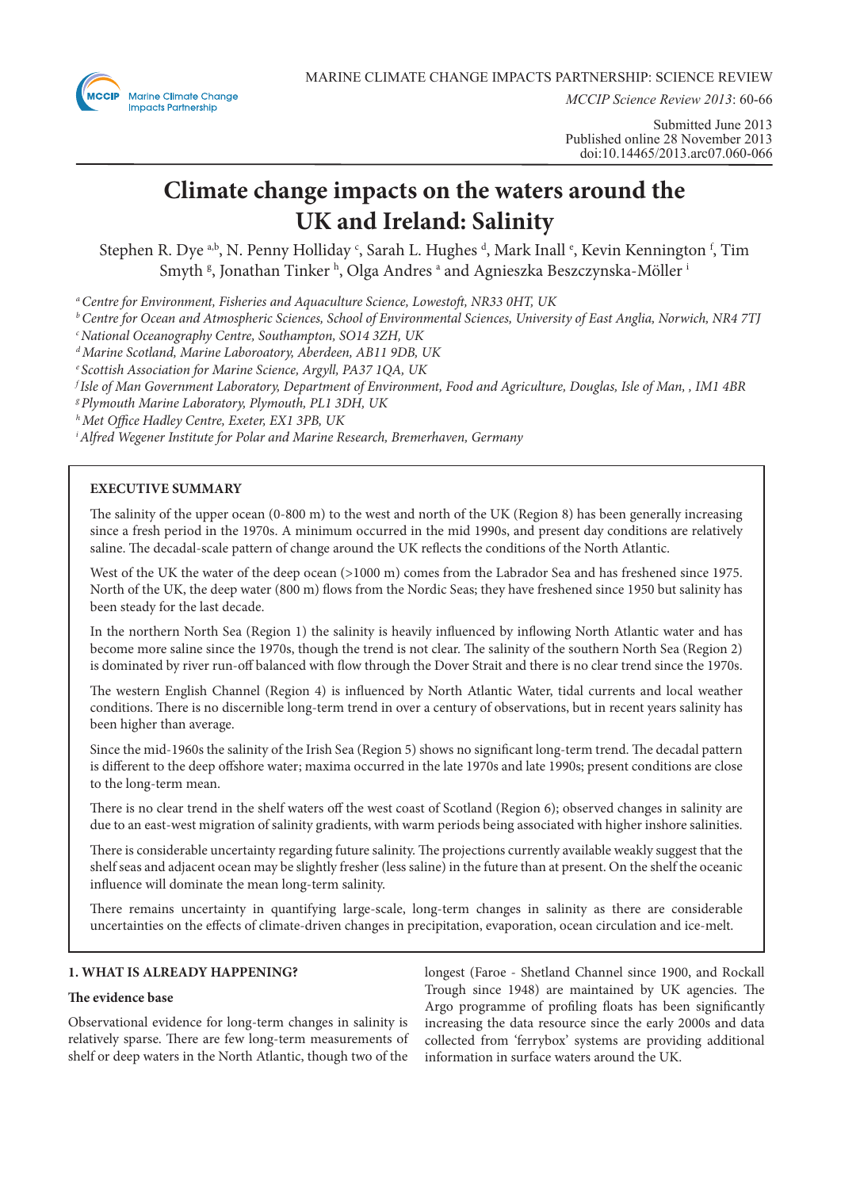MARINE CLIMATE CHANGE IMPACTS PARTNERSHIP: SCIENCE REVIEW

*MCCIP Science Review 2013*: 60-66

Submitted June 2013
Published online 28 November 2013
doi:10.14465/2013.arc07.060-066

# Climate change impacts on the waters around the UK and Ireland: Salinity

Stephen R. Dye [a,b], N. Penny Holliday [c], Sarah L. Hughes [d], Mark Inall [e], Kevin Kennington [f], Tim Smyth [g], Jonathan Tinker [h], Olga Andres [a] and Agnieszka Beszczynska-Möller [i]

[a] *Centre for Environment, Fisheries and Aquaculture Science, Lowestoft, NR33 0HT, UK*
[b] *Centre for Ocean and Atmospheric Sciences, School of Environmental Sciences, University of East Anglia, Norwich, NR4 7TJ*
[c] *National Oceanography Centre, Southampton, SO14 3ZH, UK*
[d] *Marine Scotland, Marine Laboroatory, Aberdeen, AB11 9DB, UK*
[e] *Scottish Association for Marine Science, Argyll, PA37 1QA, UK*
[f] *Isle of Man Government Laboratory, Department of Environment, Food and Agriculture, Douglas, Isle of Man, , IM1 4BR*
[g] *Plymouth Marine Laboratory, Plymouth, PL1 3DH, UK*
[h] *Met Office Hadley Centre, Exeter, EX1 3PB, UK*
[i] *Alfred Wegener Institute for Polar and Marine Research, Bremerhaven, Germany*

## EXECUTIVE SUMMARY

The salinity of the upper ocean (0-800 m) to the west and north of the UK (Region 8) has been generally increasing since a fresh period in the 1970s. A minimum occurred in the mid 1990s, and present day conditions are relatively saline. The decadal-scale pattern of change around the UK reflects the conditions of the North Atlantic.

West of the UK the water of the deep ocean (>1000 m) comes from the Labrador Sea and has freshened since 1975. North of the UK, the deep water (800 m) flows from the Nordic Seas; they have freshened since 1950 but salinity has been steady for the last decade.

In the northern North Sea (Region 1) the salinity is heavily influenced by inflowing North Atlantic water and has become more saline since the 1970s, though the trend is not clear. The salinity of the southern North Sea (Region 2) is dominated by river run-off balanced with flow through the Dover Strait and there is no clear trend since the 1970s.

The western English Channel (Region 4) is influenced by North Atlantic Water, tidal currents and local weather conditions. There is no discernible long-term trend in over a century of observations, but in recent years salinity has been higher than average.

Since the mid-1960s the salinity of the Irish Sea (Region 5) shows no significant long-term trend. The decadal pattern is different to the deep offshore water; maxima occurred in the late 1970s and late 1990s; present conditions are close to the long-term mean.

There is no clear trend in the shelf waters off the west coast of Scotland (Region 6); observed changes in salinity are due to an east-west migration of salinity gradients, with warm periods being associated with higher inshore salinities.

There is considerable uncertainty regarding future salinity. The projections currently available weakly suggest that the shelf seas and adjacent ocean may be slightly fresher (less saline) in the future than at present. On the shelf the oceanic influence will dominate the mean long-term salinity.

There remains uncertainty in quantifying large-scale, long-term changes in salinity as there are considerable uncertainties on the effects of climate-driven changes in precipitation, evaporation, ocean circulation and ice-melt.

## 1. WHAT IS ALREADY HAPPENING?

### The evidence base

Observational evidence for long-term changes in salinity is relatively sparse. There are few long-term measurements of shelf or deep waters in the North Atlantic, though two of the longest (Faroe - Shetland Channel since 1900, and Rockall Trough since 1948) are maintained by UK agencies. The Argo programme of profiling floats has been significantly increasing the data resource since the early 2000s and data collected from 'ferrybox' systems are providing additional information in surface waters around the UK.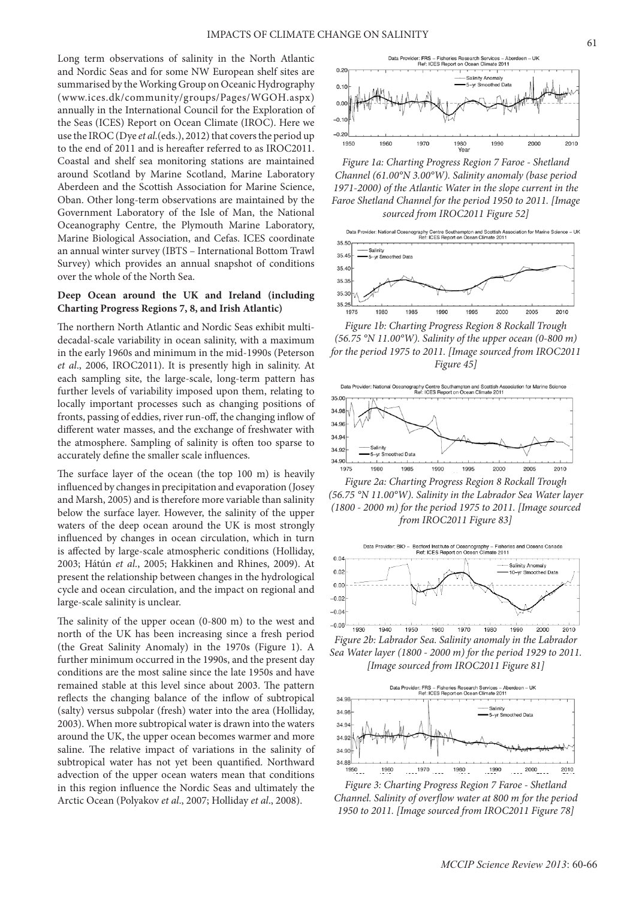Long term observations of salinity in the North Atlantic and Nordic Seas and for some NW European shelf sites are summarised by the Working Group on Oceanic Hydrography (www.ices.dk/community/groups/Pages/WGOH.aspx) annually in the International Council for the Exploration of the Seas (ICES) Report on Ocean Climate (IROC). Here we use the IROC (Dye *et al.*(eds.), 2012) that covers the period up to the end of 2011 and is hereafter referred to as IROC2011. Coastal and shelf sea monitoring stations are maintained around Scotland by Marine Scotland, Marine Laboratory Aberdeen and the Scottish Association for Marine Science, Oban. Other long-term observations are maintained by the Government Laboratory of the Isle of Man, the National Oceanography Centre, the Plymouth Marine Laboratory, Marine Biological Association, and Cefas. ICES coordinate an annual winter survey (IBTS – International Bottom Trawl Survey) which provides an annual snapshot of conditions over the whole of the North Sea.

**Deep Ocean around the UK and Ireland (including Charting Progress Regions 7, 8, and Irish Atlantic)**

The northern North Atlantic and Nordic Seas exhibit multi-decadal-scale variability in ocean salinity, with a maximum in the early 1960s and minimum in the mid-1990s (Peterson *et al*., 2006, IROC2011). It is presently high in salinity. At each sampling site, the large-scale, long-term pattern has further levels of variability imposed upon them, relating to locally important processes such as changing positions of fronts, passing of eddies, river run-off, the changing inflow of different water masses, and the exchange of freshwater with the atmosphere. Sampling of salinity is often too sparse to accurately define the smaller scale influences.

The surface layer of the ocean (the top 100 m) is heavily influenced by changes in precipitation and evaporation (Josey and Marsh, 2005) and is therefore more variable than salinity below the surface layer. However, the salinity of the upper waters of the deep ocean around the UK is most strongly influenced by changes in ocean circulation, which in turn is affected by large-scale atmospheric conditions (Holliday, 2003; Hátún *et al*., 2005; Hakkinen and Rhines, 2009). At present the relationship between changes in the hydrological cycle and ocean circulation, and the impact on regional and large-scale salinity is unclear.

The salinity of the upper ocean (0-800 m) to the west and north of the UK has been increasing since a fresh period (the Great Salinity Anomaly) in the 1970s (Figure 1). A further minimum occurred in the 1990s, and the present day conditions are the most saline since the late 1950s and have remained stable at this level since about 2003. The pattern reflects the changing balance of the inflow of subtropical (salty) versus subpolar (fresh) water into the area (Holliday, 2003). When more subtropical water is drawn into the waters around the UK, the upper ocean becomes warmer and more saline. The relative impact of variations in the salinity of subtropical water has not yet been quantified. Northward advection of the upper ocean waters mean that conditions in this region influence the Nordic Seas and ultimately the Arctic Ocean (Polyakov *et al*., 2007; Holliday *et al*., 2008).

*Figure 1a: Charting Progress Region 7 Faroe - Shetland Channel (61.00°N 3.00°W). Salinity anomaly (base period 1971-2000) of the Atlantic Water in the slope current in the Faroe Shetland Channel for the period 1950 to 2011. [Image sourced from IROC2011 Figure 52]*

*Figure 1b: Charting Progress Region 8 Rockall Trough (56.75 °N 11.00°W). Salinity of the upper ocean (0-800 m) for the period 1975 to 2011. [Image sourced from IROC2011 Figure 45]*

*Figure 2a: Charting Progress Region 8 Rockall Trough (56.75 °N 11.00°W). Salinity in the Labrador Sea Water layer (1800 - 2000 m) for the period 1975 to 2011. [Image sourced from IROC2011 Figure 83]*

*Figure 2b: Labrador Sea. Salinity anomaly in the Labrador Sea Water layer (1800 - 2000 m) for the period 1929 to 2011. [Image sourced from IROC2011 Figure 81]*

*Figure 3: Charting Progress Region 7 Faroe - Shetland Channel. Salinity of overflow water at 800 m for the period 1950 to 2011. [Image sourced from IROC2011 Figure 78]*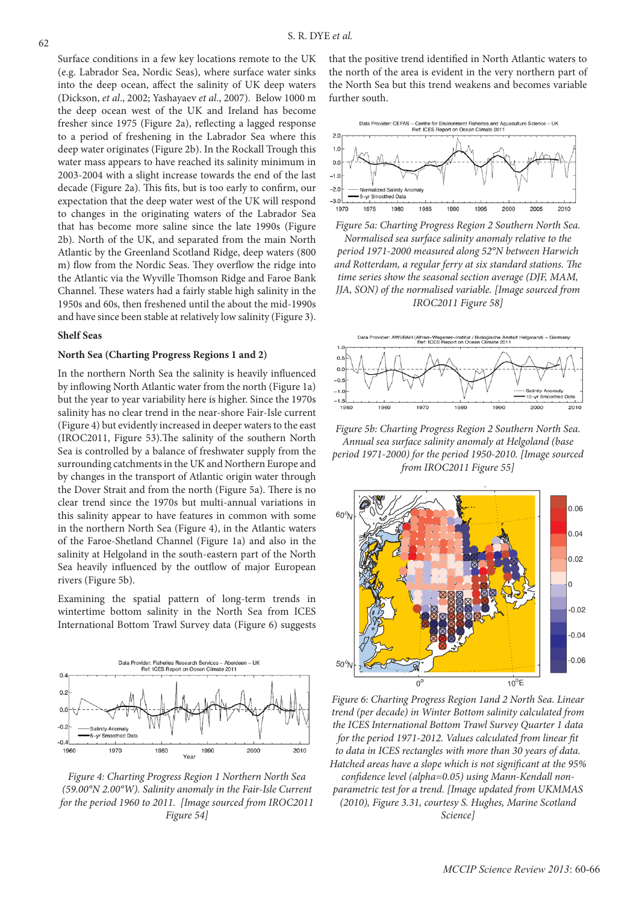Surface conditions in a few key locations remote to the UK (e.g. Labrador Sea, Nordic Seas), where surface waters sinks into the deep ocean, affect the salinity of UK deep waters (Dickson, *et al*., 2002; Yashayaev *et al*., 2007). Below 1000 m the deep ocean west of the UK and Ireland has become fresher since 1975 (Figure 2a), reflecting a lagged response to a period of freshening in the Labrador Sea where this deep water originates (Figure 2b). In the Rockall Trough this water mass appears to have reached its salinity minimum in 2003-2004 with a slight increase towards the end of the last decade (Figure 2a). This fits, but is too early to confirm, our expectation that the deep water west of the UK will respond to changes in the originating waters of the Labrador Sea that has become more saline since the late 1990s (Figure 2b). North of the UK, and separated from the main North Atlantic by the Greenland Scotland Ridge, deep waters (800 m) flow from the Nordic Seas. They overflow the ridge into the Atlantic via the Wyville Thomson Ridge and Faroe Bank Channel. These waters had a fairly stable high salinity in the 1950s and 60s, then freshened until the about the mid-1990s and have since been stable at relatively low salinity (Figure 3).

### Shelf Seas

### North Sea (Charting Progress Regions 1 and 2)

In the northern North Sea the salinity is heavily influenced by inflowing North Atlantic water from the north (Figure 1a) but the year to year variability here is higher. Since the 1970s salinity has no clear trend in the near-shore Fair-Isle current (Figure 4) but evidently increased in deeper waters to the east (IROC2011, Figure 53).The salinity of the southern North Sea is controlled by a balance of freshwater supply from the surrounding catchments in the UK and Northern Europe and by changes in the transport of Atlantic origin water through the Dover Strait and from the north (Figure 5a). There is no clear trend since the 1970s but multi-annual variations in this salinity appear to have features in common with some in the northern North Sea (Figure 4), in the Atlantic waters of the Faroe-Shetland Channel (Figure 1a) and also in the salinity at Helgoland in the south-eastern part of the North Sea heavily influenced by the outflow of major European rivers (Figure 5b).

Examining the spatial pattern of long-term trends in wintertime bottom salinity in the North Sea from ICES International Bottom Trawl Survey data (Figure 6) suggests that the positive trend identified in North Atlantic waters to the north of the area is evident in the very northern part of the North Sea but this trend weakens and becomes variable further south.

*Figure 4: Charting Progress Region 1 Northern North Sea (59.00°N 2.00°W). Salinity anomaly in the Fair-Isle Current for the period 1960 to 2011. [Image sourced from IROC2011 Figure 54]*

*Figure 5a: Charting Progress Region 2 Southern North Sea. Normalised sea surface salinity anomaly relative to the period 1971-2000 measured along 52°N between Harwich and Rotterdam, a regular ferry at six standard stations. The time series show the seasonal section average (DJF, MAM, JJA, SON) of the normalised variable. [Image sourced from IROC2011 Figure 58]*

*Figure 5b: Charting Progress Region 2 Southern North Sea. Annual sea surface salinity anomaly at Helgoland (base period 1971-2000) for the period 1950-2010. [Image sourced from IROC2011 Figure 55]*

*Figure 6: Charting Progress Region 1and 2 North Sea. Linear trend (per decade) in Winter Bottom salinity calculated from the ICES International Bottom Trawl Survey Quarter 1 data for the period 1971-2012. Values calculated from linear fit to data in ICES rectangles with more than 30 years of data. Hatched areas have a slope which is not significant at the 95% confidence level (alpha=0.05) using Mann-Kendall non-parametric test for a trend. [Image updated from UKMMAS (2010), Figure 3.31, courtesy S. Hughes, Marine Scotland Science]*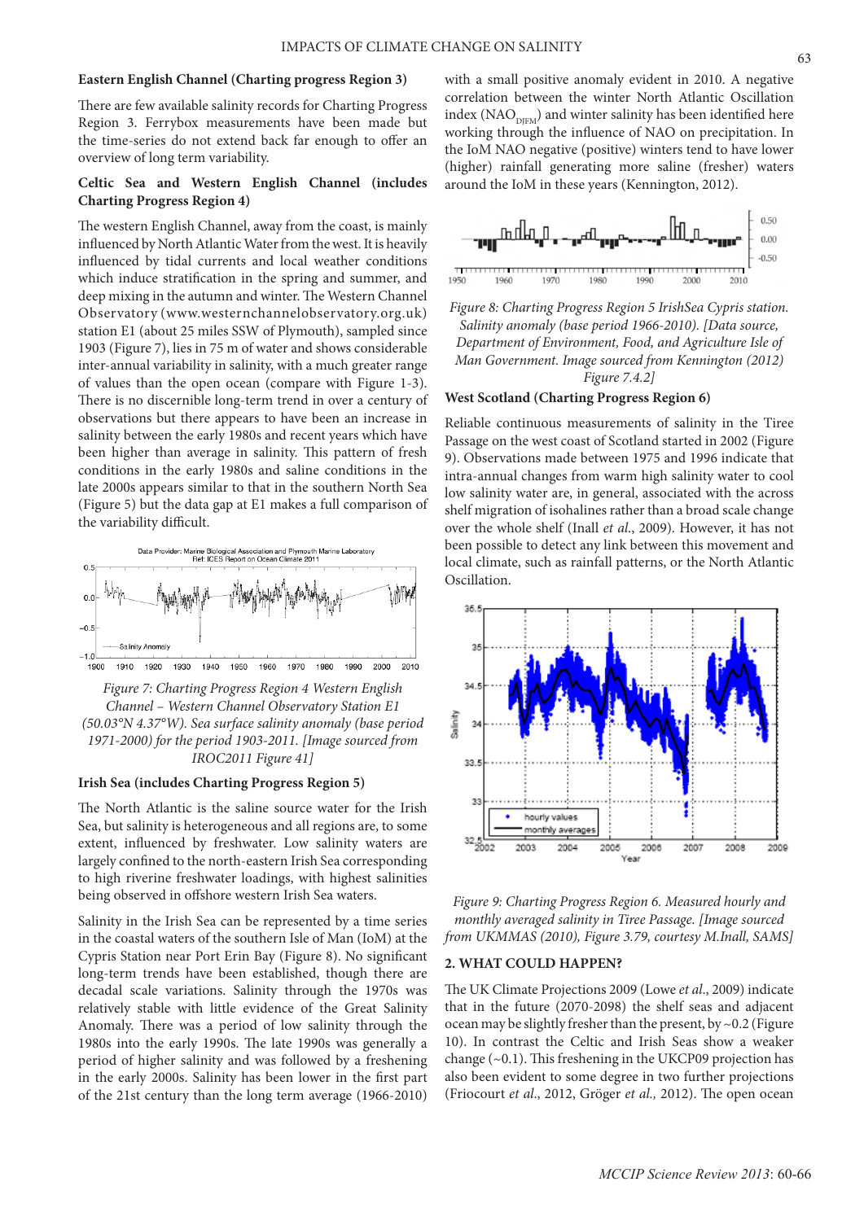### Eastern English Channel (Charting progress Region 3)

There are few available salinity records for Charting Progress Region 3. Ferrybox measurements have been made but the time-series do not extend back far enough to offer an overview of long term variability.

### Celtic Sea and Western English Channel (includes Charting Progress Region 4)

The western English Channel, away from the coast, is mainly influenced by North Atlantic Water from the west. It is heavily influenced by tidal currents and local weather conditions which induce stratification in the spring and summer, and deep mixing in the autumn and winter. The Western Channel Observatory (www.westernchannelobservatory.org.uk) station E1 (about 25 miles SSW of Plymouth), sampled since 1903 (Figure 7), lies in 75 m of water and shows considerable inter-annual variability in salinity, with a much greater range of values than the open ocean (compare with Figure 1-3). There is no discernible long-term trend in over a century of observations but there appears to have been an increase in salinity between the early 1980s and recent years which have been higher than average in salinity. This pattern of fresh conditions in the early 1980s and saline conditions in the late 2000s appears similar to that in the southern North Sea (Figure 5) but the data gap at E1 makes a full comparison of the variability difficult.

*Figure 7: Charting Progress Region 4 Western English Channel – Western Channel Observatory Station E1 (50.03°N 4.37°W). Sea surface salinity anomaly (base period 1971-2000) for the period 1903-2011. [Image sourced from IROC2011 Figure 41]*

### Irish Sea (includes Charting Progress Region 5)

The North Atlantic is the saline source water for the Irish Sea, but salinity is heterogeneous and all regions are, to some extent, influenced by freshwater. Low salinity waters are largely confined to the north-eastern Irish Sea corresponding to high riverine freshwater loadings, with highest salinities being observed in offshore western Irish Sea waters.

Salinity in the Irish Sea can be represented by a time series in the coastal waters of the southern Isle of Man (IoM) at the Cypris Station near Port Erin Bay (Figure 8). No significant long-term trends have been established, though there are decadal scale variations. Salinity through the 1970s was relatively stable with little evidence of the Great Salinity Anomaly. There was a period of low salinity through the 1980s into the early 1990s. The late 1990s was generally a period of higher salinity and was followed by a freshening in the early 2000s. Salinity has been lower in the first part of the 21st century than the long term average (1966-2010) with a small positive anomaly evident in 2010. A negative correlation between the winter North Atlantic Oscillation index ($NAO_{DJFM}$) and winter salinity has been identified here working through the influence of NAO on precipitation. In the IoM NAO negative (positive) winters tend to have lower (higher) rainfall generating more saline (fresher) waters around the IoM in these years (Kennington, 2012).

*Figure 8: Charting Progress Region 5 IrishSea Cypris station. Salinity anomaly (base period 1966-2010). [Data source, Department of Environment, Food, and Agriculture Isle of Man Government. Image sourced from Kennington (2012) Figure 7.4.2]*

### West Scotland (Charting Progress Region 6)

Reliable continuous measurements of salinity in the Tiree Passage on the west coast of Scotland started in 2002 (Figure 9). Observations made between 1975 and 1996 indicate that intra-annual changes from warm high salinity water to cool low salinity water are, in general, associated with the across shelf migration of isohalines rather than a broad scale change over the whole shelf (Inall *et al*., 2009). However, it has not been possible to detect any link between this movement and local climate, such as rainfall patterns, or the North Atlantic Oscillation.

*Figure 9: Charting Progress Region 6. Measured hourly and monthly averaged salinity in Tiree Passage. [Image sourced from UKMMAS (2010), Figure 3.79, courtesy M.Inall, SAMS]*

## 2. WHAT COULD HAPPEN?

The UK Climate Projections 2009 (Lowe *et al*., 2009) indicate that in the future (2070-2098) the shelf seas and adjacent ocean may be slightly fresher than the present, by ~0.2 (Figure 10). In contrast the Celtic and Irish Seas show a weaker change (~0.1). This freshening in the UKCP09 projection has also been evident to some degree in two further projections (Friocourt *et al*., 2012, Gröger *et al.,* 2012). The open ocean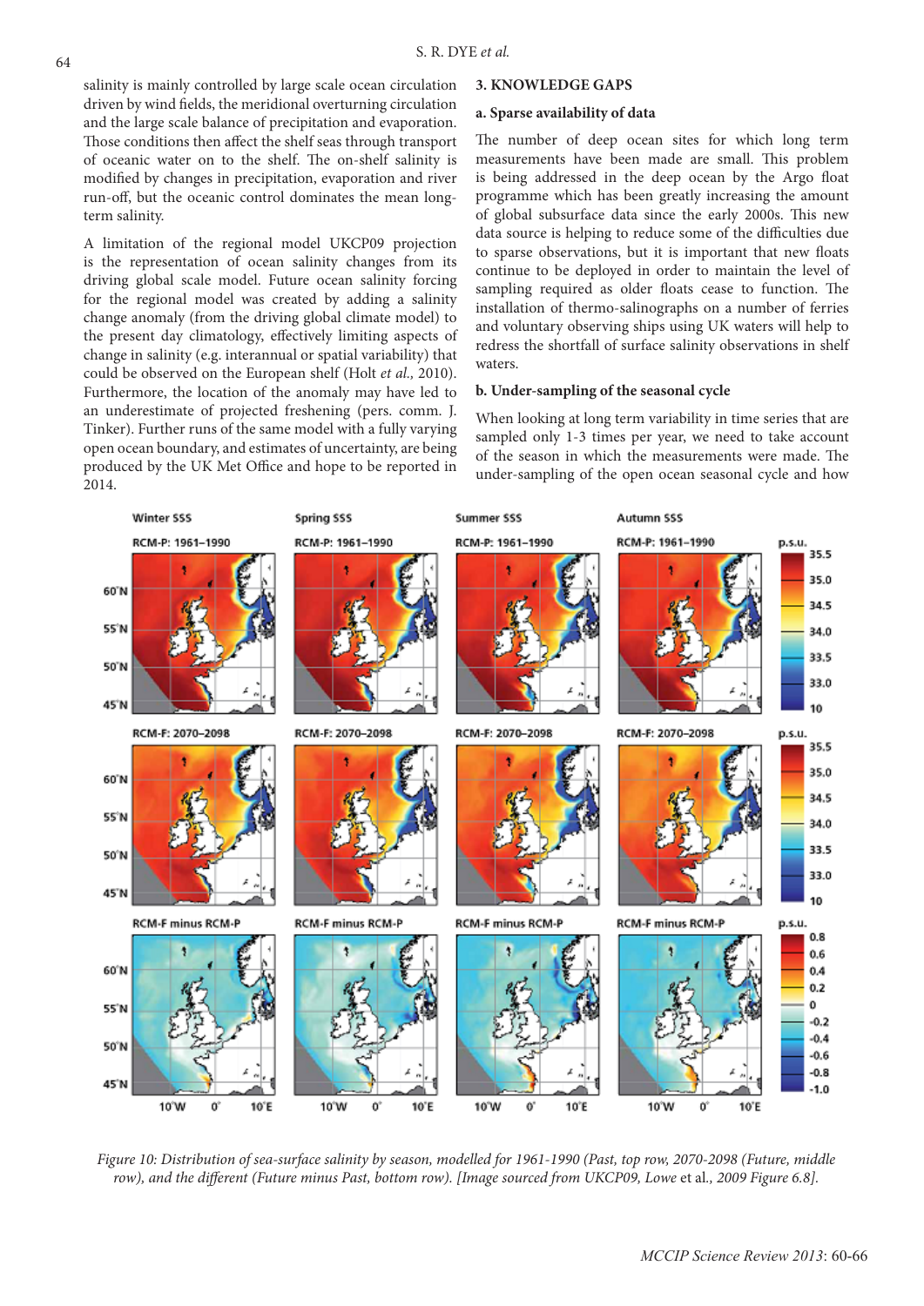salinity is mainly controlled by large scale ocean circulation driven by wind fields, the meridional overturning circulation and the large scale balance of precipitation and evaporation. Those conditions then affect the shelf seas through transport of oceanic water on to the shelf. The on-shelf salinity is modified by changes in precipitation, evaporation and river run-off, but the oceanic control dominates the mean long-term salinity.

A limitation of the regional model UKCP09 projection is the representation of ocean salinity changes from its driving global scale model. Future ocean salinity forcing for the regional model was created by adding a salinity change anomaly (from the driving global climate model) to the present day climatology, effectively limiting aspects of change in salinity (e.g. interannual or spatial variability) that could be observed on the European shelf (Holt *et al.*, 2010). Furthermore, the location of the anomaly may have led to an underestimate of projected freshening (pers. comm. J. Tinker). Further runs of the same model with a fully varying open ocean boundary, and estimates of uncertainty, are being produced by the UK Met Office and hope to be reported in 2014.

## 3. KNOWLEDGE GAPS

### a. Sparse availability of data

The number of deep ocean sites for which long term measurements have been made are small. This problem is being addressed in the deep ocean by the Argo float programme which has been greatly increasing the amount of global subsurface data since the early 2000s. This new data source is helping to reduce some of the difficulties due to sparse observations, but it is important that new floats continue to be deployed in order to maintain the level of sampling required as older floats cease to function. The installation of thermo-salinographs on a number of ferries and voluntary observing ships using UK waters will help to redress the shortfall of surface salinity observations in shelf waters.

### b. Under-sampling of the seasonal cycle

When looking at long term variability in time series that are sampled only 1-3 times per year, we need to take account of the season in which the measurements were made. The under-sampling of the open ocean seasonal cycle and how

*Figure 10: Distribution of sea-surface salinity by season, modelled for 1961-1990 (Past, top row, 2070-2098 (Future, middle row), and the different (Future minus Past, bottom row). [Image sourced from UKCP09, Lowe* et al.*, 2009 Figure 6.8].*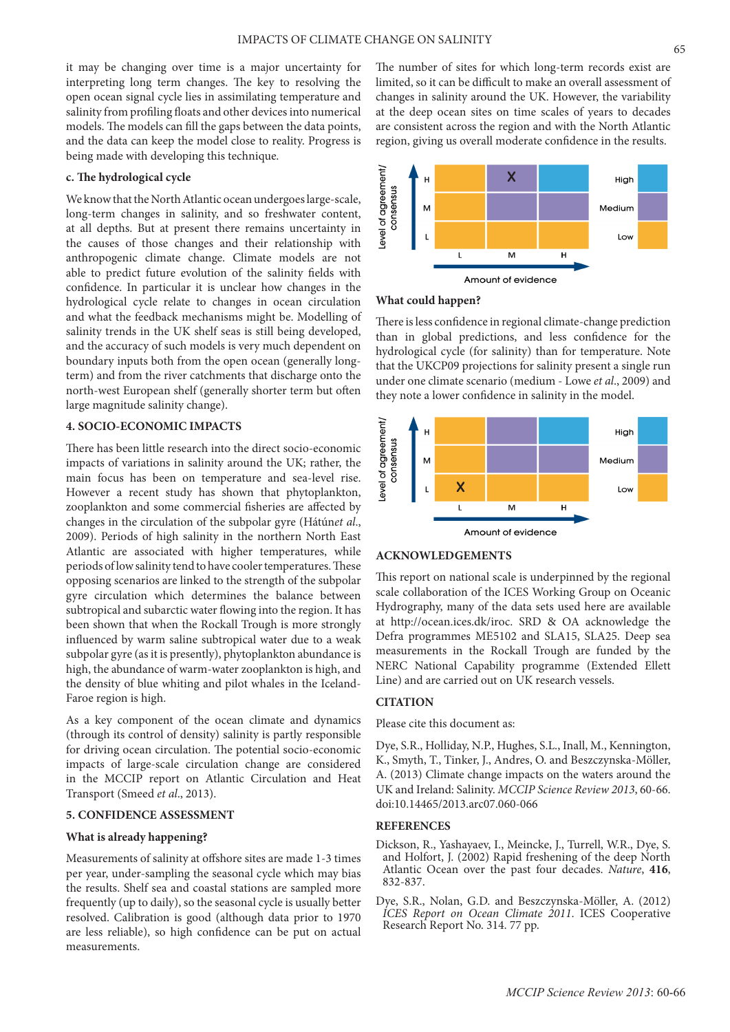it may be changing over time is a major uncertainty for interpreting long term changes. The key to resolving the open ocean signal cycle lies in assimilating temperature and salinity from profiling floats and other devices into numerical models. The models can fill the gaps between the data points, and the data can keep the model close to reality. Progress is being made with developing this technique.

### c. The hydrological cycle

We know that the North Atlantic ocean undergoes large-scale, long-term changes in salinity, and so freshwater content, at all depths. But at present there remains uncertainty in the causes of those changes and their relationship with anthropogenic climate change. Climate models are not able to predict future evolution of the salinity fields with confidence. In particular it is unclear how changes in the hydrological cycle relate to changes in ocean circulation and what the feedback mechanisms might be. Modelling of salinity trends in the UK shelf seas is still being developed, and the accuracy of such models is very much dependent on boundary inputs both from the open ocean (generally long-term) and from the river catchments that discharge onto the north-west European shelf (generally shorter term but often large magnitude salinity change).

## 4. SOCIO-ECONOMIC IMPACTS

There has been little research into the direct socio-economic impacts of variations in salinity around the UK; rather, the main focus has been on temperature and sea-level rise. However a recent study has shown that phytoplankton, zooplankton and some commercial fisheries are affected by changes in the circulation of the subpolar gyre (Hátún*et al.*, 2009). Periods of high salinity in the northern North East Atlantic are associated with higher temperatures, while periods of low salinity tend to have cooler temperatures. These opposing scenarios are linked to the strength of the subpolar gyre circulation which determines the balance between subtropical and subarctic water flowing into the region. It has been shown that when the Rockall Trough is more strongly influenced by warm saline subtropical water due to a weak subpolar gyre (as it is presently), phytoplankton abundance is high, the abundance of warm-water zooplankton is high, and the density of blue whiting and pilot whales in the Iceland-Faroe region is high.

As a key component of the ocean climate and dynamics (through its control of density) salinity is partly responsible for driving ocean circulation. The potential socio-economic impacts of large-scale circulation change are considered in the MCCIP report on Atlantic Circulation and Heat Transport (Smeed *et al.*, 2013).

## 5. CONFIDENCE ASSESSMENT

### What is already happening?

Measurements of salinity at offshore sites are made 1-3 times per year, under-sampling the seasonal cycle which may bias the results. Shelf sea and coastal stations are sampled more frequently (up to daily), so the seasonal cycle is usually better resolved. Calibration is good (although data prior to 1970 are less reliable), so high confidence can be put on actual measurements.

The number of sites for which long-term records exist are limited, so it can be difficult to make an overall assessment of changes in salinity around the UK. However, the variability at the deep ocean sites on time scales of years to decades are consistent across the region and with the North Atlantic region, giving us overall moderate confidence in the results.

| Level of agreement/ consensus | L | M | H |
|---|---|---|---|
| H | | X | |
| M | | | |
| L | | | |

Amount of evidence

(Confidence: High / Medium / Low)

### What could happen?

There is less confidence in regional climate-change prediction than in global predictions, and less confidence for the hydrological cycle (for salinity) than for temperature. Note that the UKCP09 projections for salinity present a single run under one climate scenario (medium - Lowe *et al.*, 2009) and they note a lower confidence in salinity in the model.

| Level of agreement/ consensus | L | M | H |
|---|---|---|---|
| H | | | |
| M | | | |
| L | X | | |

Amount of evidence

(Confidence: High / Medium / Low)

## ACKNOWLEDGEMENTS

This report on national scale is underpinned by the regional scale collaboration of the ICES Working Group on Oceanic Hydrography, many of the data sets used here are available at http://ocean.ices.dk/iroc. SRD & OA acknowledge the Defra programmes ME5102 and SLA15, SLA25. Deep sea measurements in the Rockall Trough are funded by the NERC National Capability programme (Extended Ellett Line) and are carried out on UK research vessels.

## CITATION

Please cite this document as:

Dye, S.R., Holliday, N.P., Hughes, S.L., Inall, M., Kennington, K., Smyth, T., Tinker, J., Andres, O. and Beszczynska-Möller, A. (2013) Climate change impacts on the waters around the UK and Ireland: Salinity. *MCCIP Science Review 2013*, 60-66. doi:10.14465/2013.arc07.060-066

## REFERENCES

Dickson, R., Yashayaev, I., Meincke, J., Turrell, W.R., Dye, S. and Holfort, J. (2002) Rapid freshening of the deep North Atlantic Ocean over the past four decades. *Nature*, **416**, 832-837.

Dye, S.R., Nolan, G.D. and Beszczynska-Möller, A. (2012) *ICES Report on Ocean Climate 2011*. ICES Cooperative Research Report No. 314. 77 pp.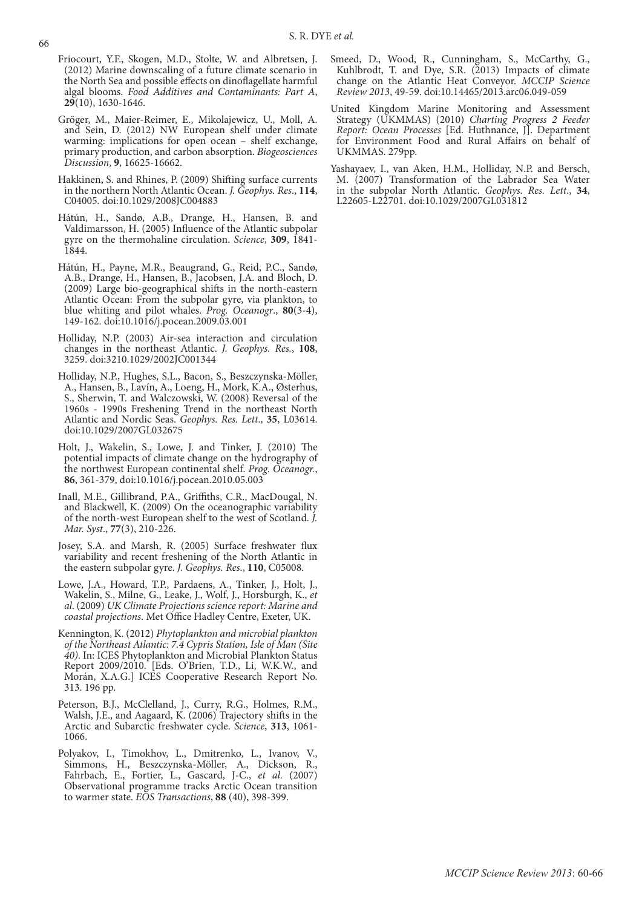Friocourt, Y.F., Skogen, M.D., Stolte, W. and Albretsen, J. (2012) Marine downscaling of a future climate scenario in the North Sea and possible effects on dinoflagellate harmful algal blooms. *Food Additives and Contaminants: Part A*, **29**(10), 1630-1646.

Gröger, M., Maier-Reimer, E., Mikolajewicz, U., Moll, A. and Sein, D. (2012) NW European shelf under climate warming: implications for open ocean – shelf exchange, primary production, and carbon absorption. *Biogeosciences Discussion*, **9**, 16625-16662.

Hakkinen, S. and Rhines, P. (2009) Shifting surface currents in the northern North Atlantic Ocean. *J. Geophys. Res*., **114**, C04005. doi:10.1029/2008JC004883

Hátún, H., Sandø, A.B., Drange, H., Hansen, B. and Valdimarsson, H. (2005) Influence of the Atlantic subpolar gyre on the thermohaline circulation. *Science*, **309**, 1841-1844.

Hátún, H., Payne, M.R., Beaugrand, G., Reid, P.C., Sandø, A.B., Drange, H., Hansen, B., Jacobsen, J.A. and Bloch, D. (2009) Large bio-geographical shifts in the north-eastern Atlantic Ocean: From the subpolar gyre, via plankton, to blue whiting and pilot whales. *Prog. Oceanogr*., **80**(3-4), 149-162. doi:10.1016/j.pocean.2009.03.001

Holliday, N.P. (2003) Air-sea interaction and circulation changes in the northeast Atlantic. *J. Geophys. Res.*, **108**, 3259. doi:3210.1029/2002JC001344

Holliday, N.P., Hughes, S.L., Bacon, S., Beszczynska-Möller, A., Hansen, B., Lavín, A., Loeng, H., Mork, K.A., Østerhus, S., Sherwin, T. and Walczowski, W. (2008) Reversal of the 1960s - 1990s Freshening Trend in the northeast North Atlantic and Nordic Seas. *Geophys. Res. Lett*., **35**, L03614. doi:10.1029/2007GL032675

Holt, J., Wakelin, S., Lowe, J. and Tinker, J. (2010) The potential impacts of climate change on the hydrography of the northwest European continental shelf. *Prog. Oceanogr.*, **86**, 361-379, doi:10.1016/j.pocean.2010.05.003

Inall, M.E., Gillibrand, P.A., Griffiths, C.R., MacDougal, N. and Blackwell, K. (2009) On the oceanographic variability of the north-west European shelf to the west of Scotland. *J. Mar. Syst*., **77**(3), 210-226.

Josey, S.A. and Marsh, R. (2005) Surface freshwater flux variability and recent freshening of the North Atlantic in the eastern subpolar gyre. *J. Geophys. Res*., **110**, C05008.

Lowe, J.A., Howard, T.P., Pardaens, A., Tinker, J., Holt, J., Wakelin, S., Milne, G., Leake, J., Wolf, J., Horsburgh, K., *et al*. (2009) *UK Climate Projections science report: Marine and coastal projections*. Met Office Hadley Centre, Exeter, UK.

Kennington, K. (2012) *Phytoplankton and microbial plankton of the Northeast Atlantic: 7.4 Cypris Station, Isle of Man (Site 40)*. In: ICES Phytoplankton and Microbial Plankton Status Report 2009/2010. [Eds. O'Brien, T.D., Li, W.K.W., and Morán, X.A.G.] ICES Cooperative Research Report No. 313. 196 pp.

Peterson, B.J., McClelland, J., Curry, R.G., Holmes, R.M., Walsh, J.E., and Aagaard, K. (2006) Trajectory shifts in the Arctic and Subarctic freshwater cycle. *Science*, **313**, 1061-1066.

Polyakov, I., Timokhov, L., Dmitrenko, L., Ivanov, V., Simmons, H., Beszczynska-Möller, A., Dickson, R., Fahrbach, E., Fortier, L., Gascard, J-C., *et al*. (2007) Observational programme tracks Arctic Ocean transition to warmer state. *EOS Transactions*, **88** (40), 398-399.

Smeed, D., Wood, R., Cunningham, S., McCarthy, G., Kuhlbrodt, T. and Dye, S.R. (2013) Impacts of climate change on the Atlantic Heat Conveyor. *MCCIP Science Review 2013*, 49-59. doi:10.14465/2013.arc06.049-059

United Kingdom Marine Monitoring and Assessment Strategy (UKMMAS) (2010) *Charting Progress 2 Feeder Report: Ocean Processes* [Ed. Huthnance, J]. Department for Environment Food and Rural Affairs on behalf of UKMMAS. 279pp.

Yashayaev, I., van Aken, H.M., Holliday, N.P. and Bersch, M. (2007) Transformation of the Labrador Sea Water in the subpolar North Atlantic. *Geophys. Res. Lett*., **34**, L22605-L22701. doi:10.1029/2007GL031812